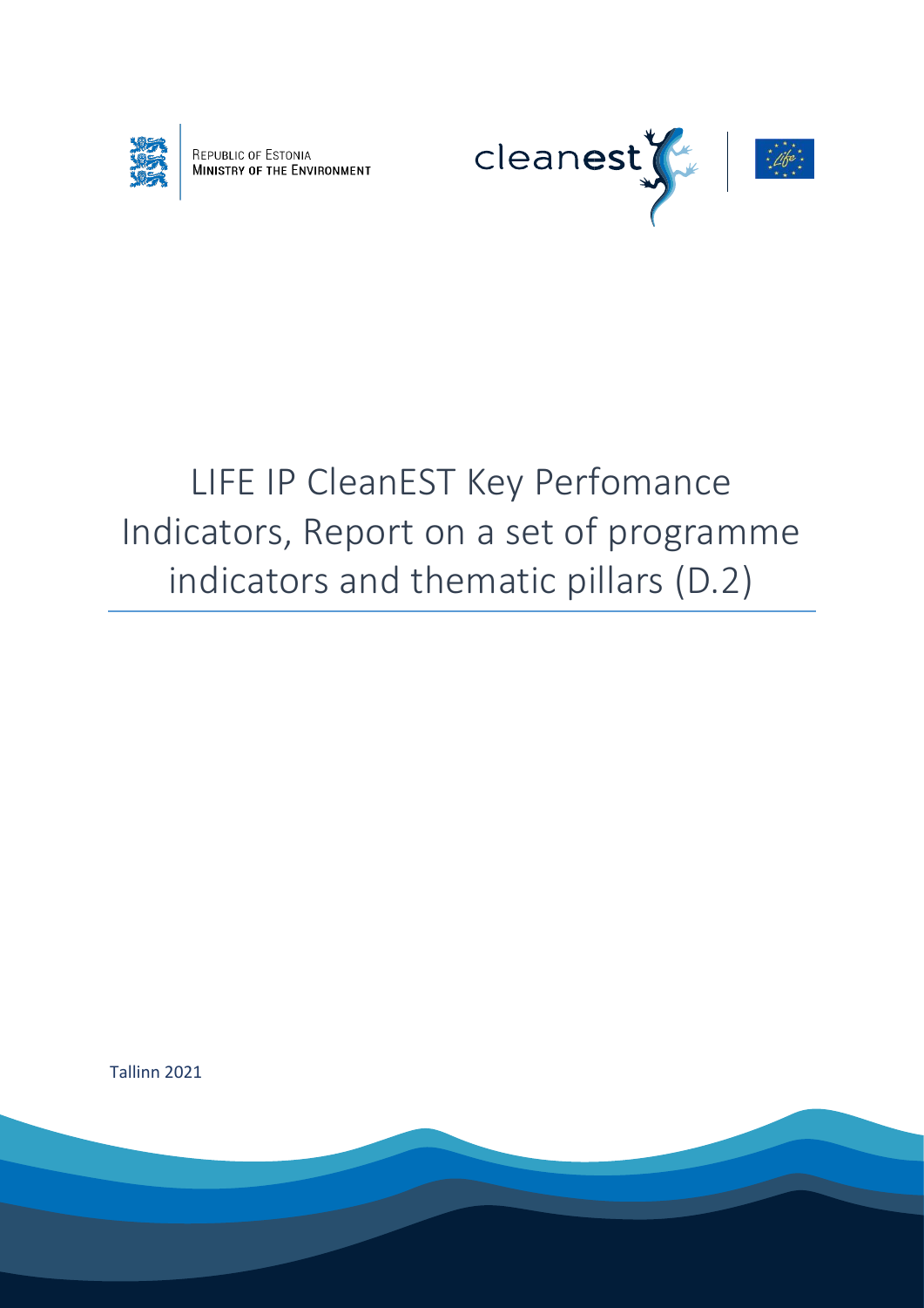REPUBLIC OF ESTONIA
MINISTRY OF THE ENVIRONMENT

cleanest

# LIFE IP CleanEST Key Perfomance Indicators, Report on a set of programme indicators and thematic pillars (D.2)

Tallinn 2021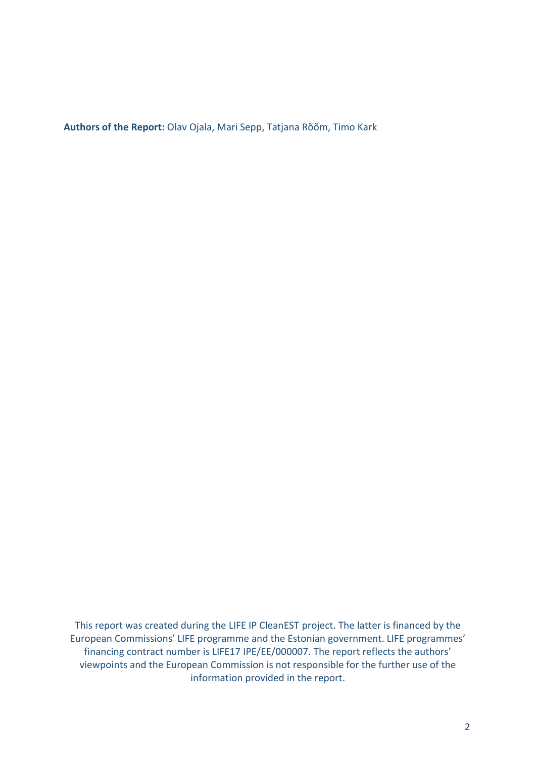**Authors of the Report:** Olav Ojala, Mari Sepp, Tatjana Rõõm, Timo Kark

This report was created during the LIFE IP CleanEST project. The latter is financed by the European Commissions' LIFE programme and the Estonian government. LIFE programmes' financing contract number is LIFE17 IPE/EE/000007. The report reflects the authors' viewpoints and the European Commission is not responsible for the further use of the information provided in the report.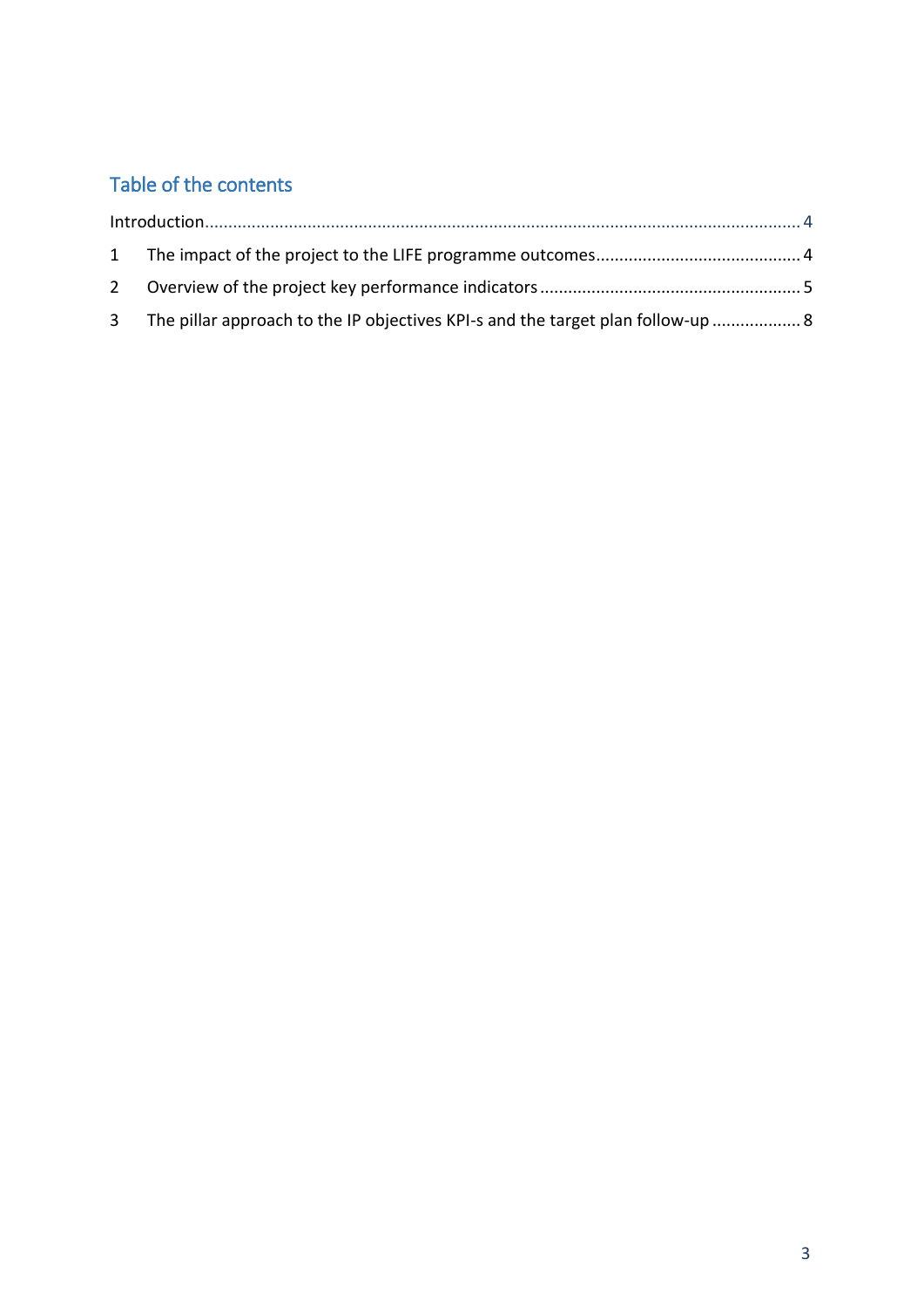## Table of the contents

Introduction .......... 4

1 The impact of the project to the LIFE programme outcomes .......... 4

2 Overview of the project key performance indicators .......... 5

3 The pillar approach to the IP objectives KPI-s and the target plan follow-up .......... 8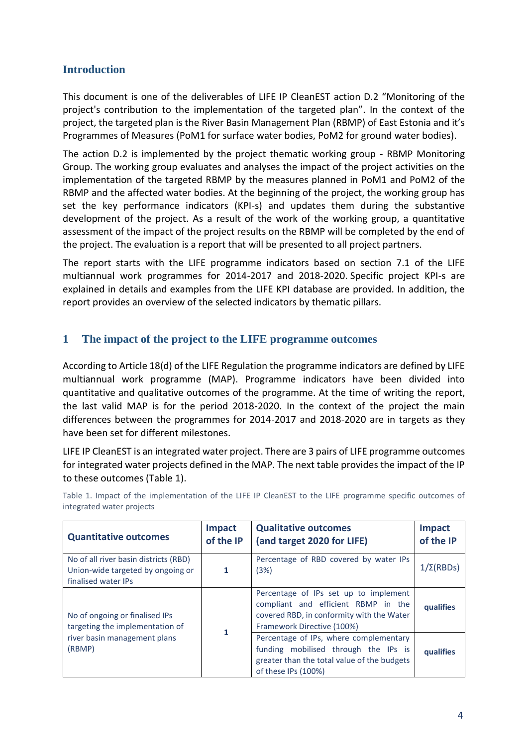## Introduction

This document is one of the deliverables of LIFE IP CleanEST action D.2 "Monitoring of the project's contribution to the implementation of the targeted plan". In the context of the project, the targeted plan is the River Basin Management Plan (RBMP) of East Estonia and it's Programmes of Measures (PoM1 for surface water bodies, PoM2 for ground water bodies).

The action D.2 is implemented by the project thematic working group - RBMP Monitoring Group. The working group evaluates and analyses the impact of the project activities on the implementation of the targeted RBMP by the measures planned in PoM1 and PoM2 of the RBMP and the affected water bodies. At the beginning of the project, the working group has set the key performance indicators (KPI-s) and updates them during the substantive development of the project. As a result of the work of the working group, a quantitative assessment of the impact of the project results on the RBMP will be completed by the end of the project. The evaluation is a report that will be presented to all project partners.

The report starts with the LIFE programme indicators based on section 7.1 of the LIFE multiannual work programmes for 2014-2017 and 2018-2020. Specific project KPI-s are explained in details and examples from the LIFE KPI database are provided. In addition, the report provides an overview of the selected indicators by thematic pillars.

## 1 The impact of the project to the LIFE programme outcomes

According to Article 18(d) of the LIFE Regulation the programme indicators are defined by LIFE multiannual work programme (MAP). Programme indicators have been divided into quantitative and qualitative outcomes of the programme. At the time of writing the report, the last valid MAP is for the period 2018-2020. In the context of the project the main differences between the programmes for 2014-2017 and 2018-2020 are in targets as they have been set for different milestones.

LIFE IP CleanEST is an integrated water project. There are 3 pairs of LIFE programme outcomes for integrated water projects defined in the MAP. The next table provides the impact of the IP to these outcomes (Table 1).

Table 1. Impact of the implementation of the LIFE IP CleanEST to the LIFE programme specific outcomes of integrated water projects

| Quantitative outcomes | Impact of the IP | Qualitative outcomes (and target 2020 for LIFE) | Impact of the IP |
|---|---|---|---|
| No of all river basin districts (RBD) Union-wide targeted by ongoing or finalised water IPs | 1 | Percentage of RBD covered by water IPs (3%) | $1/\Sigma(\text{RBDs})$ |
| No of ongoing or finalised IPs targeting the implementation of river basin management plans (RBMP) | 1 | Percentage of IPs set up to implement compliant and efficient RBMP in the covered RBD, in conformity with the Water Framework Directive (100%) | qualifies |
| | | Percentage of IPs, where complementary funding mobilised through the IPs is greater than the total value of the budgets of these IPs (100%) | qualifies |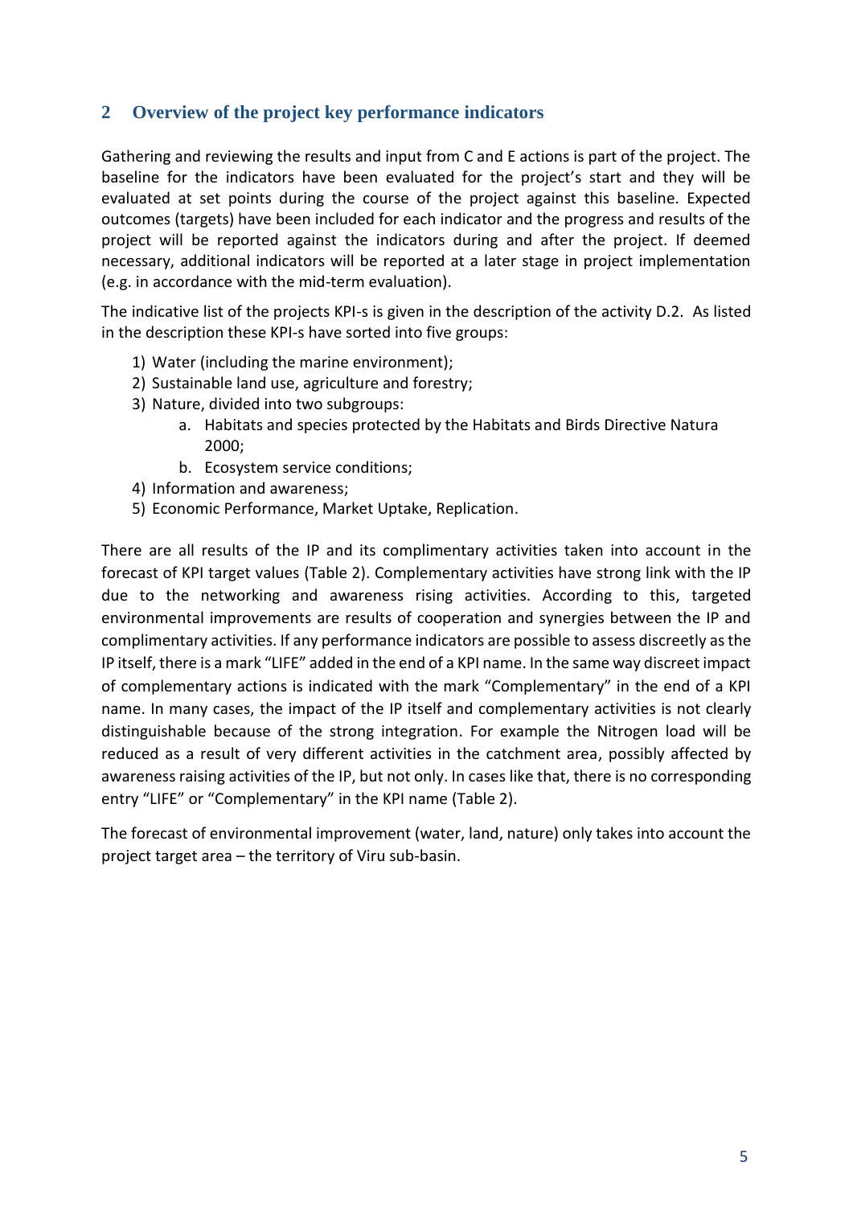## 2 Overview of the project key performance indicators

Gathering and reviewing the results and input from C and E actions is part of the project. The baseline for the indicators have been evaluated for the project's start and they will be evaluated at set points during the course of the project against this baseline. Expected outcomes (targets) have been included for each indicator and the progress and results of the project will be reported against the indicators during and after the project. If deemed necessary, additional indicators will be reported at a later stage in project implementation (e.g. in accordance with the mid-term evaluation).

The indicative list of the projects KPI-s is given in the description of the activity D.2. As listed in the description these KPI-s have sorted into five groups:

1) Water (including the marine environment);
2) Sustainable land use, agriculture and forestry;
3) Nature, divided into two subgroups:
    a. Habitats and species protected by the Habitats and Birds Directive Natura 2000;
    b. Ecosystem service conditions;
4) Information and awareness;
5) Economic Performance, Market Uptake, Replication.

There are all results of the IP and its complimentary activities taken into account in the forecast of KPI target values (Table 2). Complementary activities have strong link with the IP due to the networking and awareness rising activities. According to this, targeted environmental improvements are results of cooperation and synergies between the IP and complimentary activities. If any performance indicators are possible to assess discreetly as the IP itself, there is a mark "LIFE" added in the end of a KPI name. In the same way discreet impact of complementary actions is indicated with the mark "Complementary" in the end of a KPI name. In many cases, the impact of the IP itself and complementary activities is not clearly distinguishable because of the strong integration. For example the Nitrogen load will be reduced as a result of very different activities in the catchment area, possibly affected by awareness raising activities of the IP, but not only. In cases like that, there is no corresponding entry "LIFE" or "Complementary" in the KPI name (Table 2).

The forecast of environmental improvement (water, land, nature) only takes into account the project target area – the territory of Viru sub-basin.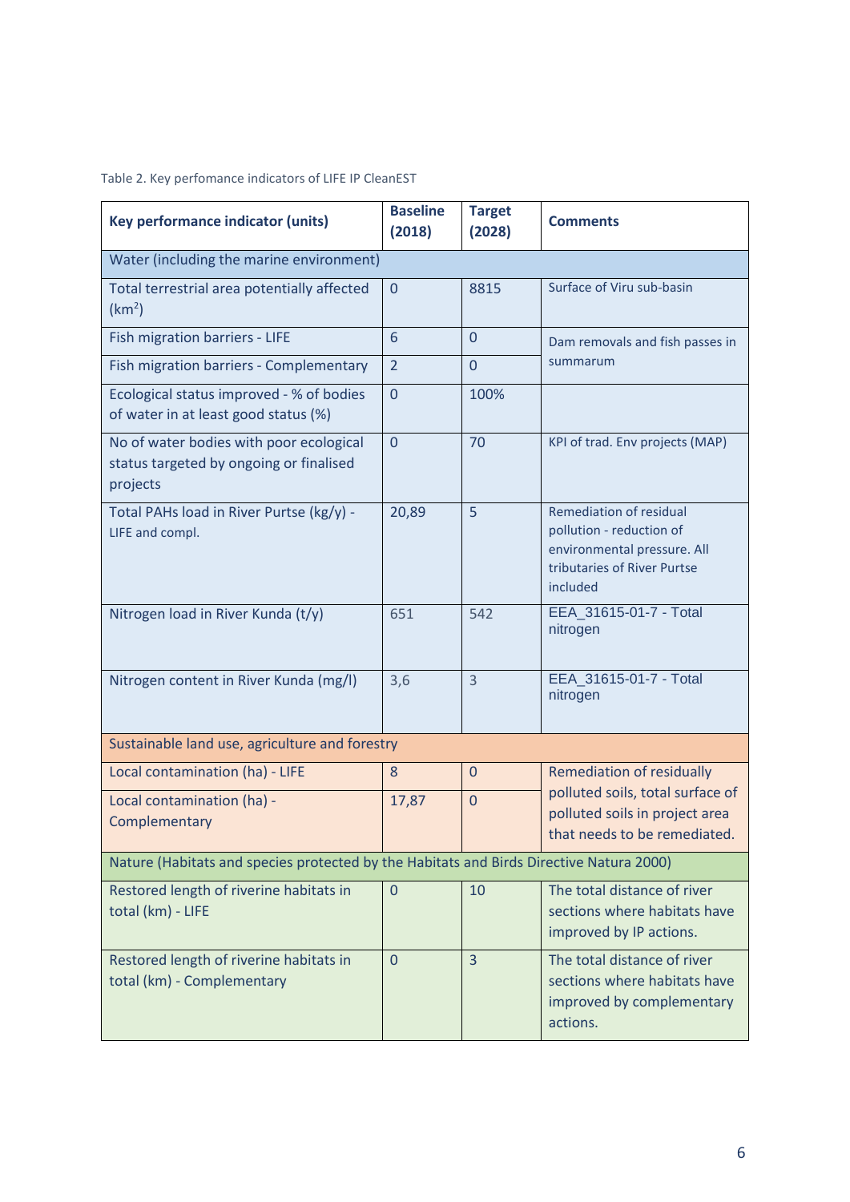Table 2. Key perfomance indicators of LIFE IP CleanEST

| Key performance indicator (units) | Baseline (2018) | Target (2028) | Comments |
|---|---|---|---|
| Water (including the marine environment) | | | |
| Total terrestrial area potentially affected ($km^2$) | 0 | 8815 | Surface of Viru sub-basin |
| Fish migration barriers - LIFE | 6 | 0 | Dam removals and fish passes in summarum |
| Fish migration barriers - Complementary | 2 | 0 | |
| Ecological status improved - % of bodies of water in at least good status (%) | 0 | 100% | |
| No of water bodies with poor ecological status targeted by ongoing or finalised projects | 0 | 70 | KPI of trad. Env projects (MAP) |
| Total PAHs load in River Purtse (kg/y) - LIFE and compl. | 20,89 | 5 | Remediation of residual pollution - reduction of environmental pressure. All tributaries of River Purtse included |
| Nitrogen load in River Kunda (t/y) | 651 | 542 | EEA_31615-01-7 - Total nitrogen |
| Nitrogen content in River Kunda (mg/l) | 3,6 | 3 | EEA_31615-01-7 - Total nitrogen |
| Sustainable land use, agriculture and forestry | | | |
| Local contamination (ha) - LIFE | 8 | 0 | Remediation of residually polluted soils, total surface of polluted soils in project area that needs to be remediated. |
| Local contamination (ha) - Complementary | 17,87 | 0 | |
| Nature (Habitats and species protected by the Habitats and Birds Directive Natura 2000) | | | |
| Restored length of riverine habitats in total (km) - LIFE | 0 | 10 | The total distance of river sections where habitats have improved by IP actions. |
| Restored length of riverine habitats in total (km) - Complementary | 0 | 3 | The total distance of river sections where habitats have improved by complementary actions. |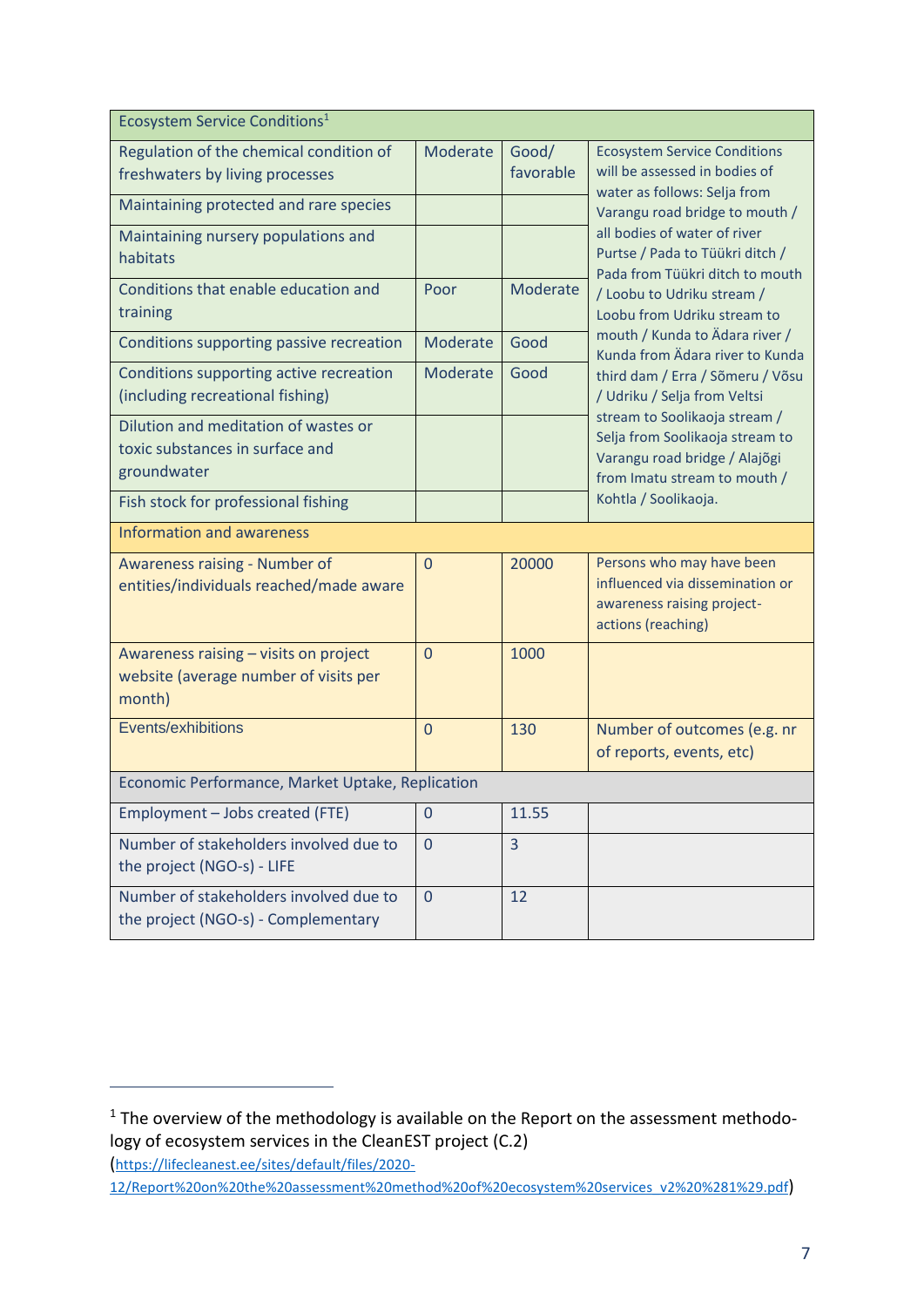| Ecosystem Service Conditions[1] | | | |
|---|---|---|---|
| Regulation of the chemical condition of freshwaters by living processes | Moderate | Good/ favorable | Ecosystem Service Conditions will be assessed in bodies of water as follows: Selja from Varangu road bridge to mouth / all bodies of water of river Purtse / Pada to Tüükri ditch / Pada from Tüükri ditch to mouth / Loobu to Udriku stream / Loobu from Udriku stream to mouth / Kunda to Ädara river / Kunda from Ädara river to Kunda third dam / Erra / Sõmeru / Võsu / Udriku / Selja from Veltsi stream to Soolikaoja stream / Selja from Soolikaoja stream to Varangu road bridge / Alajõgi from Imatu stream to mouth / Kohtla / Soolikaoja. |
| Maintaining protected and rare species | | | |
| Maintaining nursery populations and habitats | | | |
| Conditions that enable education and training | Poor | Moderate | |
| Conditions supporting passive recreation | Moderate | Good | |
| Conditions supporting active recreation (including recreational fishing) | Moderate | Good | |
| Dilution and meditation of wastes or toxic substances in surface and groundwater | | | |
| Fish stock for professional fishing | | | |
| Information and awareness | | | |
| Awareness raising - Number of entities/individuals reached/made aware | 0 | 20000 | Persons who may have been influenced via dissemination or awareness raising project-actions (reaching) |
| Awareness raising – visits on project website (average number of visits per month) | 0 | 1000 | |
| Events/exhibitions | 0 | 130 | Number of outcomes (e.g. nr of reports, events, etc) |
| Economic Performance, Market Uptake, Replication | | | |
| Employment – Jobs created (FTE) | 0 | 11.55 | |
| Number of stakeholders involved due to the project (NGO-s) - LIFE | 0 | 3 | |
| Number of stakeholders involved due to the project (NGO-s) - Complementary | 0 | 12 | |

[1] The overview of the methodology is available on the Report on the assessment methodology of ecosystem services in the CleanEST project (C.2) (https://lifecleanest.ee/sites/default/files/2020-12/Report%20on%20the%20assessment%20method%20of%20ecosystem%20services_v2%20%281%29.pdf)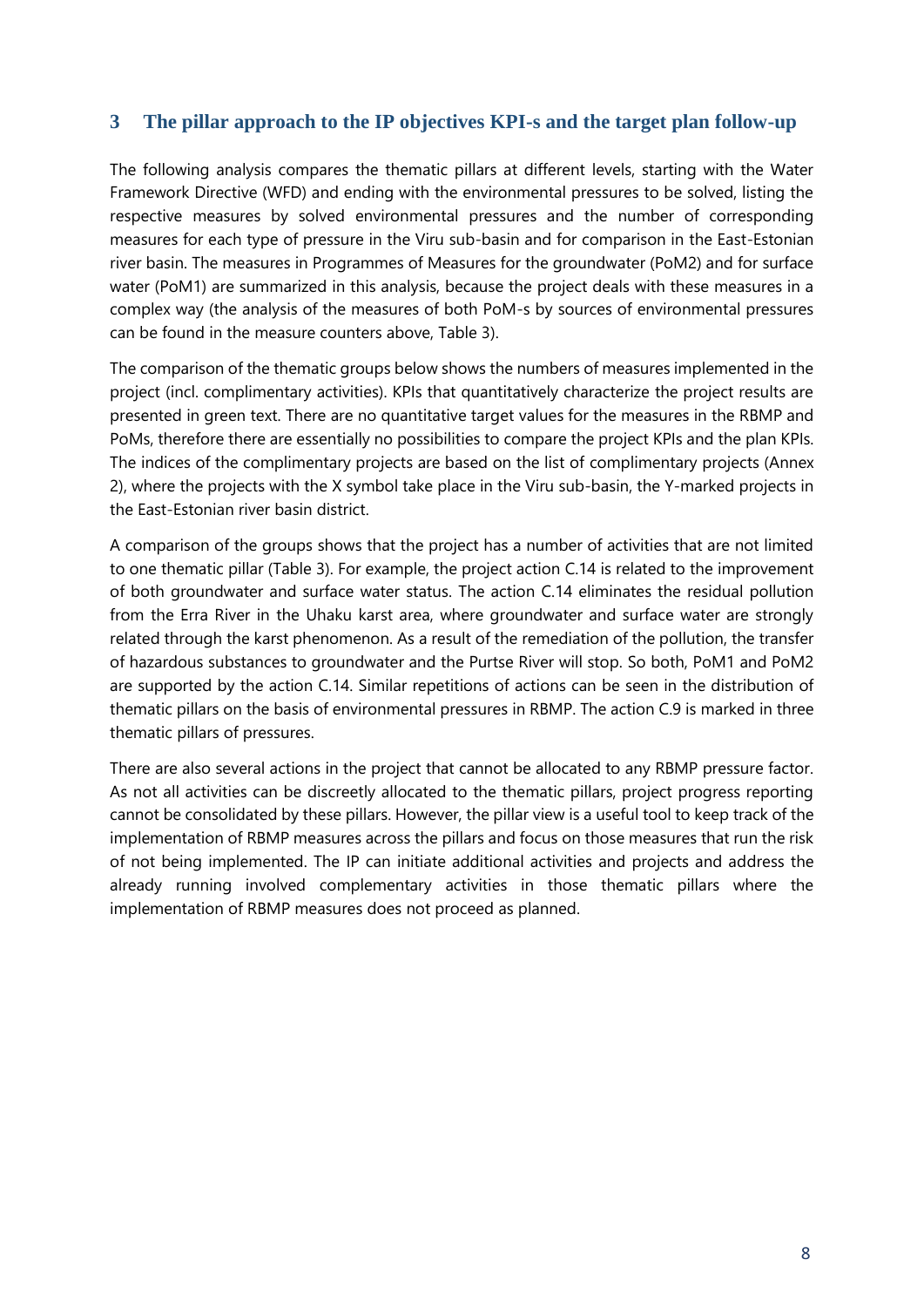# 3 The pillar approach to the IP objectives KPI-s and the target plan follow-up

The following analysis compares the thematic pillars at different levels, starting with the Water Framework Directive (WFD) and ending with the environmental pressures to be solved, listing the respective measures by solved environmental pressures and the number of corresponding measures for each type of pressure in the Viru sub-basin and for comparison in the East-Estonian river basin. The measures in Programmes of Measures for the groundwater (PoM2) and for surface water (PoM1) are summarized in this analysis, because the project deals with these measures in a complex way (the analysis of the measures of both PoM-s by sources of environmental pressures can be found in the measure counters above, Table 3).

The comparison of the thematic groups below shows the numbers of measures implemented in the project (incl. complimentary activities). KPIs that quantitatively characterize the project results are presented in green text. There are no quantitative target values for the measures in the RBMP and PoMs, therefore there are essentially no possibilities to compare the project KPIs and the plan KPIs. The indices of the complimentary projects are based on the list of complimentary projects (Annex 2), where the projects with the X symbol take place in the Viru sub-basin, the Y-marked projects in the East-Estonian river basin district.

A comparison of the groups shows that the project has a number of activities that are not limited to one thematic pillar (Table 3). For example, the project action C.14 is related to the improvement of both groundwater and surface water status. The action C.14 eliminates the residual pollution from the Erra River in the Uhaku karst area, where groundwater and surface water are strongly related through the karst phenomenon. As a result of the remediation of the pollution, the transfer of hazardous substances to groundwater and the Purtse River will stop. So both, PoM1 and PoM2 are supported by the action C.14. Similar repetitions of actions can be seen in the distribution of thematic pillars on the basis of environmental pressures in RBMP. The action C.9 is marked in three thematic pillars of pressures.

There are also several actions in the project that cannot be allocated to any RBMP pressure factor. As not all activities can be discreetly allocated to the thematic pillars, project progress reporting cannot be consolidated by these pillars. However, the pillar view is a useful tool to keep track of the implementation of RBMP measures across the pillars and focus on those measures that run the risk of not being implemented. The IP can initiate additional activities and projects and address the already running involved complementary activities in those thematic pillars where the implementation of RBMP measures does not proceed as planned.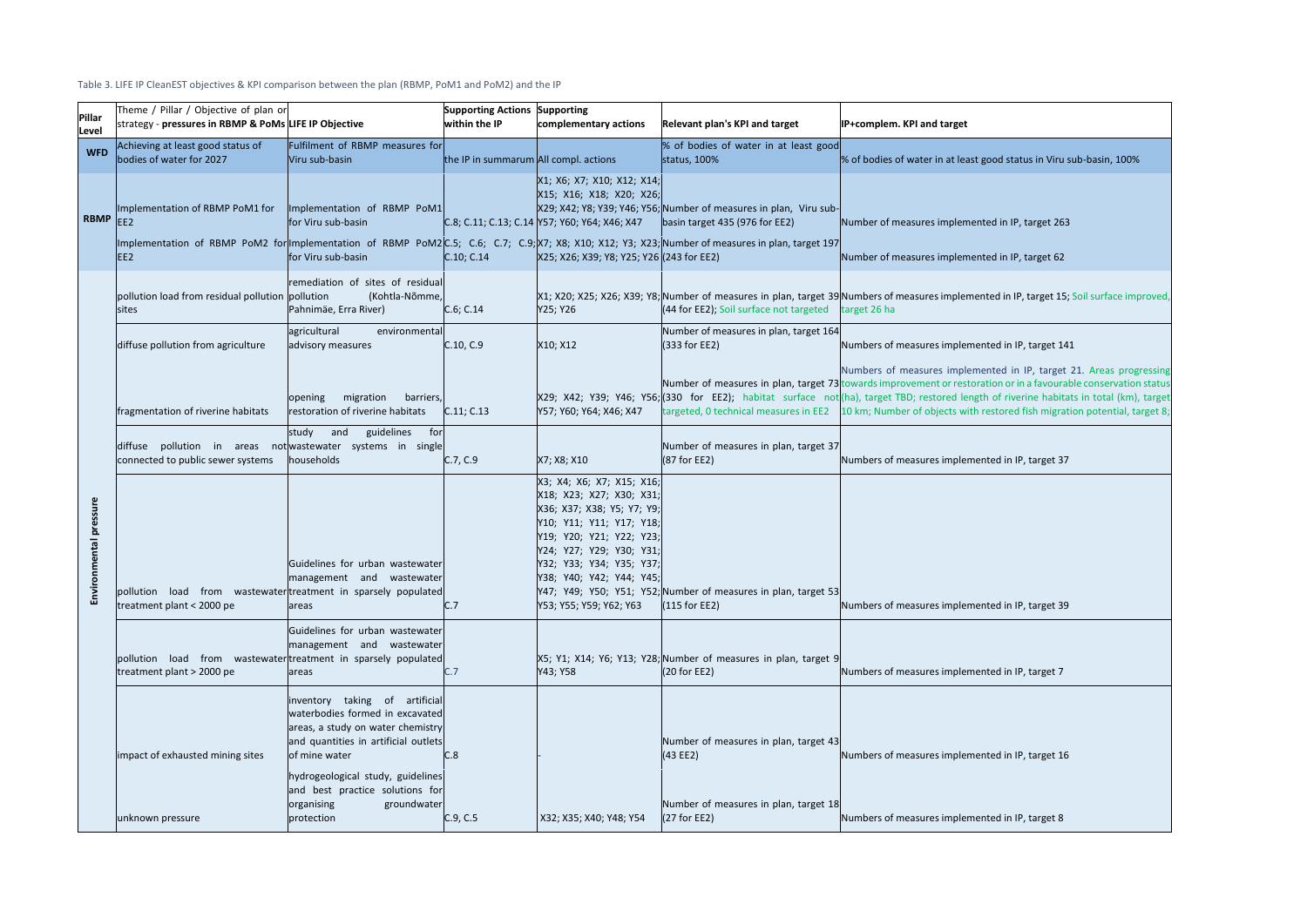Table 3. LIFE IP CleanEST objectives & KPI comparison between the plan (RBMP, PoM1 and PoM2) and the IP

| Pillar Level | Theme / Pillar / Objective of plan or strategy - **pressures in RBMP & PoMs** | **LIFE IP Objective** | **Supporting Actions within the IP** | **Supporting complementary actions** | **Relevant plan's KPI and target** | **IP+complem. KPI and target** |
|---|---|---|---|---|---|---|
| **WFD** | Achieving at least good status of bodies of water for 2027 | Fulfilment of RBMP measures for Viru sub-basin | the IP in summarum | All compl. actions | % of bodies of water in at least good status, 100% | % of bodies of water in at least good status in Viru sub-basin, 100% |
| **RBMP** | Implementation of RBMP PoM1 for EE2 | Implementation of RBMP PoM1 for Viru sub-basin | C.8; C.11; C.13; C.14 | X1; X6; X7; X10; X12; X14; X15; X16; X18; X20; X26; X29; X42; Y8; Y39; Y46; Y56; Y57; Y60; Y64; X46; X47 | Number of measures in plan, Viru sub-basin target 435 (976 for EE2) | Number of measures implemented in IP, target 263 |
| | Implementation of RBMP PoM2 for EE2 | Implementation of RBMP PoM2 for Viru sub-basin | C.5; C.6; C.7; C.9; C.10; C.14 | X7; X8; X10; X12; Y3; X23; X25; X26; X39; Y8; Y25; Y26 | Number of measures in plan, target 197 (243 for EE2) | Number of measures implemented in IP, target 62 |
| **Environmental pressure** | pollution load from residual pollution sites | remediation of sites of residual pollution (Kohtla-Nõmme, Pahnimäe, Erra River) | C.6; C.14 | X1; X20; X25; X26; X39; Y8; Y25; Y26 | Number of measures in plan, target 39 (44 for EE2); Soil surface not targeted | Numbers of measures implemented in IP, target 15; Soil surface improved, target 26 ha |
| | diffuse pollution from agriculture | agricultural environmental advisory measures | C.10, C.9 | X10; X12 | Number of measures in plan, target 164 (333 for EE2) | Numbers of measures implemented in IP, target 141 |
| | fragmentation of riverine habitats | opening migration barriers, restoration of riverine habitats | C.11; C.13 | X29; X42; Y39; Y46; Y56; Y57; Y60; Y64; X46; X47 | Number of measures in plan, target 73 (330 for EE2); habitat surface not targeted, 0 technical measures in EE2 | Numbers of measures implemented in IP, target 21. Areas progressing towards improvement or restoration or in a favourable conservation status (ha), target TBD; restored length of riverine habitats in total (km), target 10 km; Number of objects with restored fish migration potential, target 8; |
| | diffuse pollution in areas not connected to public sewer systems | study and guidelines for wastewater systems in single households | C.7, C.9 | X7; X8; X10 | Number of measures in plan, target 37 (87 for EE2) | Numbers of measures implemented in IP, target 37 |
| | pollution load from wastewater treatment plant < 2000 pe | Guidelines for urban wastewater management and wastewater treatment in sparsely populated areas | C.7 | X3; X4; X6; X7; X15; X16; X18; X23; X27; X30; X31; X36; X37; X38; Y5; Y7; Y9; Y10; Y11; Y11; Y17; Y18; Y19; Y20; Y21; Y22; Y23; Y24; Y27; Y29; Y30; Y31; Y32; Y33; Y34; Y35; Y37; Y38; Y40; Y42; Y44; Y45; Y47; Y49; Y50; Y51; Y52; Y53; Y55; Y59; Y62; Y63 | Number of measures in plan, target 53 (115 for EE2) | Numbers of measures implemented in IP, target 39 |
| | pollution load from wastewater treatment plant > 2000 pe | Guidelines for urban wastewater management and wastewater treatment in sparsely populated areas | C.7 | X5; Y1; X14; Y6; Y13; Y28; Y43; Y58 | Number of measures in plan, target 9 (20 for EE2) | Numbers of measures implemented in IP, target 7 |
| | impact of exhausted mining sites | inventory taking of artificial waterbodies formed in excavated areas, a study on water chemistry and quantities in artificial outlets of mine water | C.8 | - | Number of measures in plan, target 43 (43 EE2) | Numbers of measures implemented in IP, target 16 |
| | unknown pressure | hydrogeological study, guidelines and best practice solutions for organising groundwater protection | C.9, C.5 | X32; X35; X40; Y48; Y54 | Number of measures in plan, target 18 (27 for EE2) | Numbers of measures implemented in IP, target 8 |